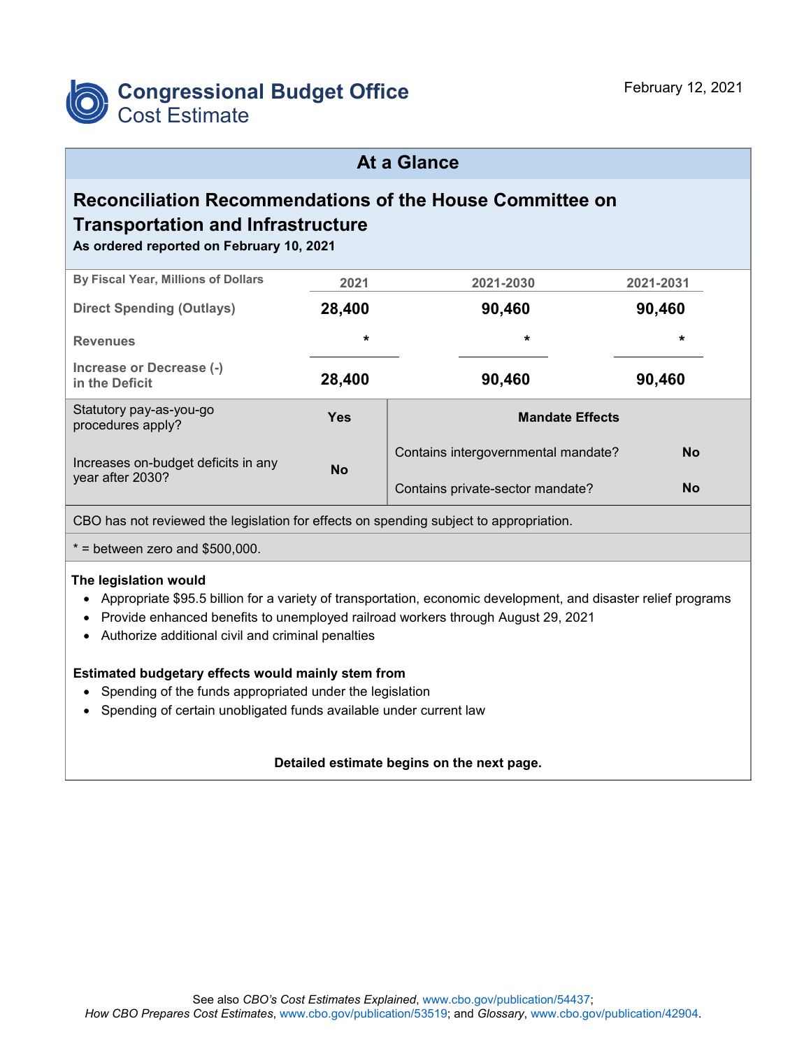# Congressional Budget Office
## Cost Estimate

February 12, 2021

## At a Glance

### Reconciliation Recommendations of the House Committee on Transportation and Infrastructure

**As ordered reported on February 10, 2021**

| By Fiscal Year, Millions of Dollars | 2021 | 2021-2030 | 2021-2031 |
|---|---|---|---|
| Direct Spending (Outlays) | 28,400 | 90,460 | 90,460 |
| Revenues | * | * | * |
| Increase or Decrease (-) in the Deficit | 28,400 | 90,460 | 90,460 |

| | | Mandate Effects | |
|---|---|---|---|
| Statutory pay-as-you-go procedures apply? | Yes | Contains intergovernmental mandate? | No |
| Increases on-budget deficits in any year after 2030? | No | Contains private-sector mandate? | No |

CBO has not reviewed the legislation for effects on spending subject to appropriation.

* = between zero and $500,000.

**The legislation would**

- Appropriate $95.5 billion for a variety of transportation, economic development, and disaster relief programs
- Provide enhanced benefits to unemployed railroad workers through August 29, 2021
- Authorize additional civil and criminal penalties

**Estimated budgetary effects would mainly stem from**

- Spending of the funds appropriated under the legislation
- Spending of certain unobligated funds available under current law

**Detailed estimate begins on the next page.**

See also *CBO's Cost Estimates Explained*, www.cbo.gov/publication/54437; *How CBO Prepares Cost Estimates*, www.cbo.gov/publication/53519; and *Glossary*, www.cbo.gov/publication/42904.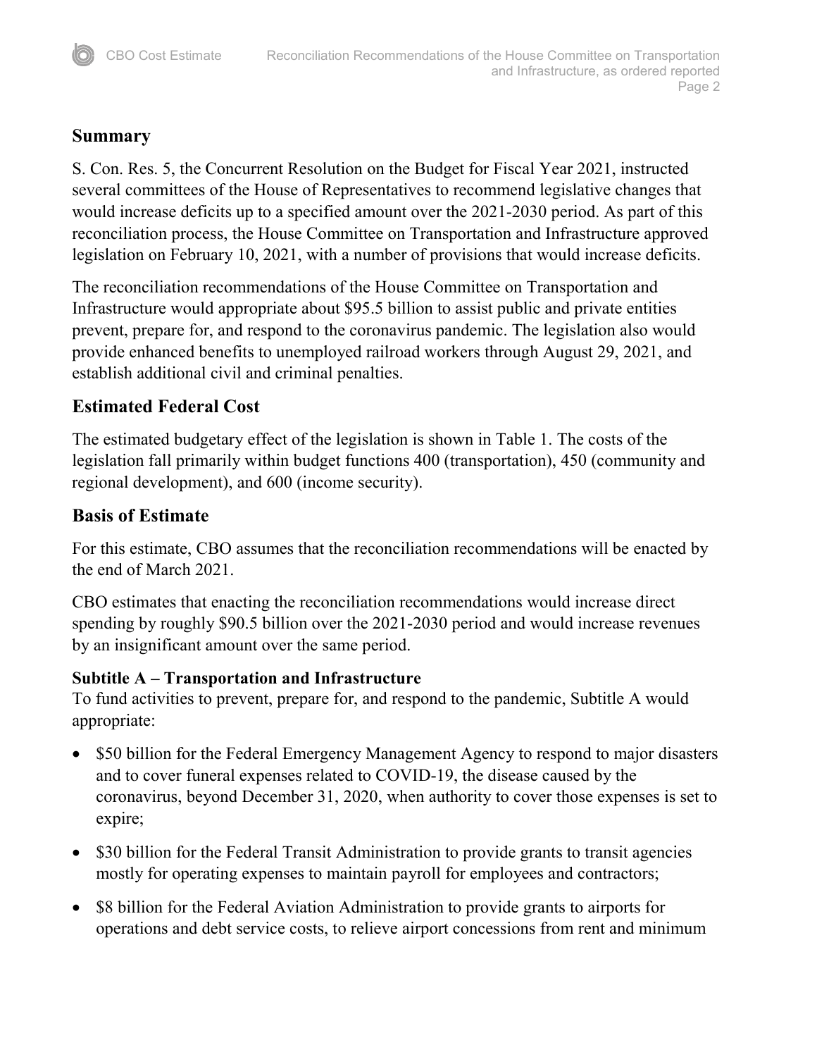## Summary

S. Con. Res. 5, the Concurrent Resolution on the Budget for Fiscal Year 2021, instructed several committees of the House of Representatives to recommend legislative changes that would increase deficits up to a specified amount over the 2021-2030 period. As part of this reconciliation process, the House Committee on Transportation and Infrastructure approved legislation on February 10, 2021, with a number of provisions that would increase deficits.

The reconciliation recommendations of the House Committee on Transportation and Infrastructure would appropriate about $95.5 billion to assist public and private entities prevent, prepare for, and respond to the coronavirus pandemic. The legislation also would provide enhanced benefits to unemployed railroad workers through August 29, 2021, and establish additional civil and criminal penalties.

## Estimated Federal Cost

The estimated budgetary effect of the legislation is shown in Table 1. The costs of the legislation fall primarily within budget functions 400 (transportation), 450 (community and regional development), and 600 (income security).

## Basis of Estimate

For this estimate, CBO assumes that the reconciliation recommendations will be enacted by the end of March 2021.

CBO estimates that enacting the reconciliation recommendations would increase direct spending by roughly $90.5 billion over the 2021-2030 period and would increase revenues by an insignificant amount over the same period.

### Subtitle A – Transportation and Infrastructure

To fund activities to prevent, prepare for, and respond to the pandemic, Subtitle A would appropriate:

- $50 billion for the Federal Emergency Management Agency to respond to major disasters and to cover funeral expenses related to COVID-19, the disease caused by the coronavirus, beyond December 31, 2020, when authority to cover those expenses is set to expire;
- $30 billion for the Federal Transit Administration to provide grants to transit agencies mostly for operating expenses to maintain payroll for employees and contractors;
- $8 billion for the Federal Aviation Administration to provide grants to airports for operations and debt service costs, to relieve airport concessions from rent and minimum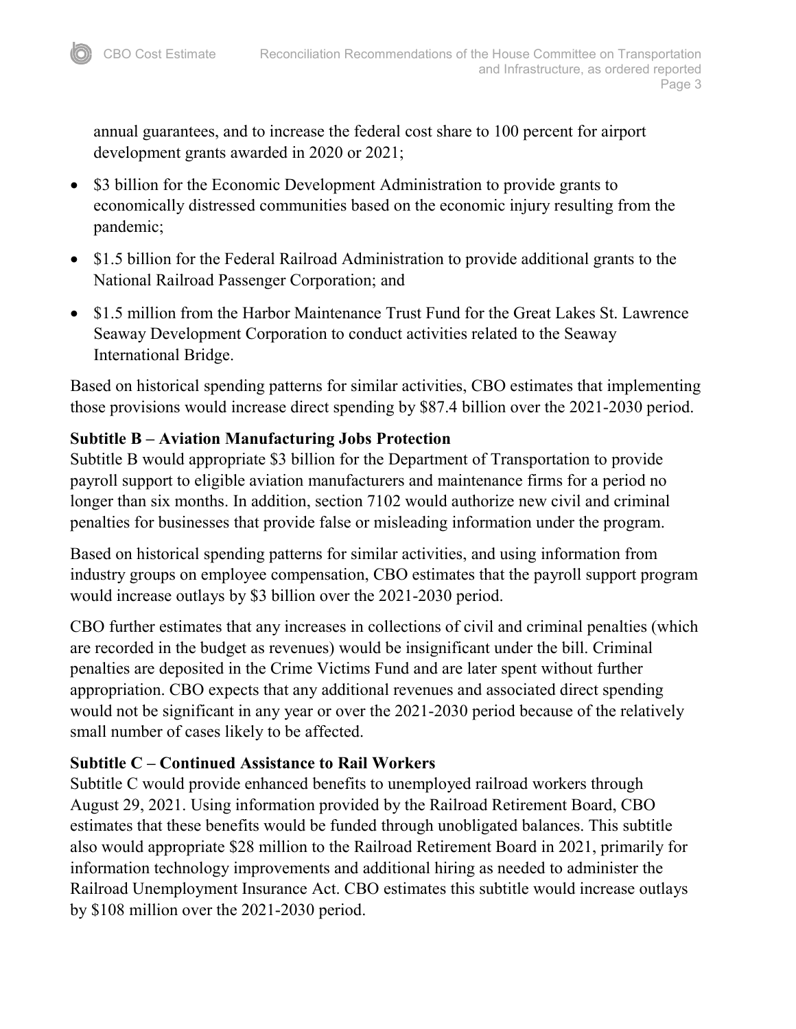annual guarantees, and to increase the federal cost share to 100 percent for airport development grants awarded in 2020 or 2021;

- $3 billion for the Economic Development Administration to provide grants to economically distressed communities based on the economic injury resulting from the pandemic;
- $1.5 billion for the Federal Railroad Administration to provide additional grants to the National Railroad Passenger Corporation; and
- $1.5 million from the Harbor Maintenance Trust Fund for the Great Lakes St. Lawrence Seaway Development Corporation to conduct activities related to the Seaway International Bridge.

Based on historical spending patterns for similar activities, CBO estimates that implementing those provisions would increase direct spending by $87.4 billion over the 2021-2030 period.

**Subtitle B – Aviation Manufacturing Jobs Protection**
Subtitle B would appropriate $3 billion for the Department of Transportation to provide payroll support to eligible aviation manufacturers and maintenance firms for a period no longer than six months. In addition, section 7102 would authorize new civil and criminal penalties for businesses that provide false or misleading information under the program.

Based on historical spending patterns for similar activities, and using information from industry groups on employee compensation, CBO estimates that the payroll support program would increase outlays by $3 billion over the 2021-2030 period.

CBO further estimates that any increases in collections of civil and criminal penalties (which are recorded in the budget as revenues) would be insignificant under the bill. Criminal penalties are deposited in the Crime Victims Fund and are later spent without further appropriation. CBO expects that any additional revenues and associated direct spending would not be significant in any year or over the 2021-2030 period because of the relatively small number of cases likely to be affected.

**Subtitle C – Continued Assistance to Rail Workers**
Subtitle C would provide enhanced benefits to unemployed railroad workers through August 29, 2021. Using information provided by the Railroad Retirement Board, CBO estimates that these benefits would be funded through unobligated balances. This subtitle also would appropriate $28 million to the Railroad Retirement Board in 2021, primarily for information technology improvements and additional hiring as needed to administer the Railroad Unemployment Insurance Act. CBO estimates this subtitle would increase outlays by $108 million over the 2021-2030 period.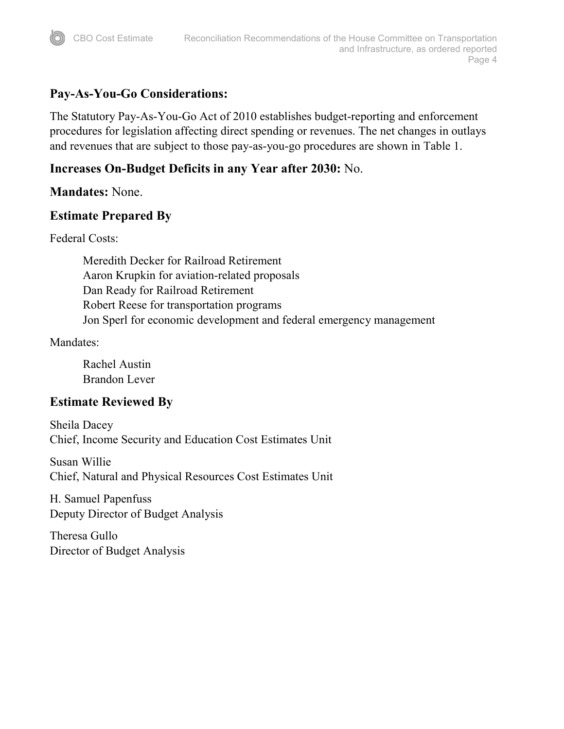## Pay-As-You-Go Considerations:

The Statutory Pay-As-You-Go Act of 2010 establishes budget-reporting and enforcement procedures for legislation affecting direct spending or revenues. The net changes in outlays and revenues that are subject to those pay-as-you-go procedures are shown in Table 1.

## Increases On-Budget Deficits in any Year after 2030: No.

## Mandates: None.

## Estimate Prepared By

Federal Costs:

Meredith Decker for Railroad Retirement
Aaron Krupkin for aviation-related proposals
Dan Ready for Railroad Retirement
Robert Reese for transportation programs
Jon Sperl for economic development and federal emergency management

Mandates:

Rachel Austin
Brandon Lever

## Estimate Reviewed By

Sheila Dacey
Chief, Income Security and Education Cost Estimates Unit

Susan Willie
Chief, Natural and Physical Resources Cost Estimates Unit

H. Samuel Papenfuss
Deputy Director of Budget Analysis

Theresa Gullo
Director of Budget Analysis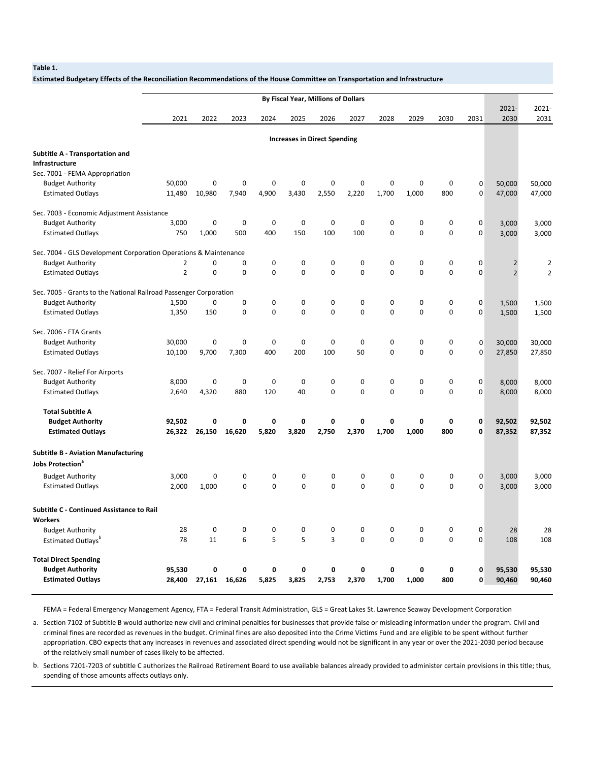**Table 1.**

**Estimated Budgetary Effects of the Reconciliation Recommendations of the House Committee on Transportation and Infrastructure**

| | By Fiscal Year, Millions of Dollars | | | | | | | | | | | | |
|---|---|---|---|---|---|---|---|---|---|---|---|---|---|
| | 2021 | 2022 | 2023 | 2024 | 2025 | 2026 | 2027 | 2028 | 2029 | 2030 | 2031 | 2021-2030 | 2021-2031 |
| | **Increases in Direct Spending** | | | | | | | | | | | | |
| **Subtitle A - Transportation and Infrastructure** | | | | | | | | | | | | | |
| Sec. 7001 - FEMA Appropriation | | | | | | | | | | | | | |
| Budget Authority | 50,000 | 0 | 0 | 0 | 0 | 0 | 0 | 0 | 0 | 0 | 0 | 50,000 | 50,000 |
| Estimated Outlays | 11,480 | 10,980 | 7,940 | 4,900 | 3,430 | 2,550 | 2,220 | 1,700 | 1,000 | 800 | 0 | 47,000 | 47,000 |
| Sec. 7003 - Economic Adjustment Assistance | | | | | | | | | | | | | |
| Budget Authority | 3,000 | 0 | 0 | 0 | 0 | 0 | 0 | 0 | 0 | 0 | 0 | 3,000 | 3,000 |
| Estimated Outlays | 750 | 1,000 | 500 | 400 | 150 | 100 | 100 | 0 | 0 | 0 | 0 | 3,000 | 3,000 |
| Sec. 7004 - GLS Development Corporation Operations & Maintenance | | | | | | | | | | | | | |
| Budget Authority | 2 | 0 | 0 | 0 | 0 | 0 | 0 | 0 | 0 | 0 | 0 | 2 | 2 |
| Estimated Outlays | 2 | 0 | 0 | 0 | 0 | 0 | 0 | 0 | 0 | 0 | 0 | 2 | 2 |
| Sec. 7005 - Grants to the National Railroad Passenger Corporation | | | | | | | | | | | | | |
| Budget Authority | 1,500 | 0 | 0 | 0 | 0 | 0 | 0 | 0 | 0 | 0 | 0 | 1,500 | 1,500 |
| Estimated Outlays | 1,350 | 150 | 0 | 0 | 0 | 0 | 0 | 0 | 0 | 0 | 0 | 1,500 | 1,500 |
| Sec. 7006 - FTA Grants | | | | | | | | | | | | | |
| Budget Authority | 30,000 | 0 | 0 | 0 | 0 | 0 | 0 | 0 | 0 | 0 | 0 | 30,000 | 30,000 |
| Estimated Outlays | 10,100 | 9,700 | 7,300 | 400 | 200 | 100 | 50 | 0 | 0 | 0 | 0 | 27,850 | 27,850 |
| Sec. 7007 - Relief For Airports | | | | | | | | | | | | | |
| Budget Authority | 8,000 | 0 | 0 | 0 | 0 | 0 | 0 | 0 | 0 | 0 | 0 | 8,000 | 8,000 |
| Estimated Outlays | 2,640 | 4,320 | 880 | 120 | 40 | 0 | 0 | 0 | 0 | 0 | 0 | 8,000 | 8,000 |
| **Total Subtitle A** | | | | | | | | | | | | | |
| **Budget Authority** | **92,502** | **0** | **0** | **0** | **0** | **0** | **0** | **0** | **0** | **0** | **0** | **92,502** | **92,502** |
| **Estimated Outlays** | **26,322** | **26,150** | **16,620** | **5,820** | **3,820** | **2,750** | **2,370** | **1,700** | **1,000** | **800** | **0** | **87,352** | **87,352** |
| **Subtitle B - Aviation Manufacturing Jobs Protection**[a] | | | | | | | | | | | | | |
| Budget Authority | 3,000 | 0 | 0 | 0 | 0 | 0 | 0 | 0 | 0 | 0 | 0 | 3,000 | 3,000 |
| Estimated Outlays | 2,000 | 1,000 | 0 | 0 | 0 | 0 | 0 | 0 | 0 | 0 | 0 | 3,000 | 3,000 |
| **Subtitle C - Continued Assistance to Rail Workers** | | | | | | | | | | | | | |
| Budget Authority | 28 | 0 | 0 | 0 | 0 | 0 | 0 | 0 | 0 | 0 | 0 | 28 | 28 |
| Estimated Outlays[b] | 78 | 11 | 6 | 5 | 5 | 3 | 0 | 0 | 0 | 0 | 0 | 108 | 108 |
| **Total Direct Spending** | | | | | | | | | | | | | |
| **Budget Authority** | **95,530** | **0** | **0** | **0** | **0** | **0** | **0** | **0** | **0** | **0** | **0** | **95,530** | **95,530** |
| **Estimated Outlays** | **28,400** | **27,161** | **16,626** | **5,825** | **3,825** | **2,753** | **2,370** | **1,700** | **1,000** | **800** | **0** | **90,460** | **90,460** |

FEMA = Federal Emergency Management Agency, FTA = Federal Transit Administration, GLS = Great Lakes St. Lawrence Seaway Development Corporation

a. Section 7102 of Subtitle B would authorize new civil and criminal penalties for businesses that provide false or misleading information under the program. Civil and criminal fines are recorded as revenues in the budget. Criminal fines are also deposited into the Crime Victims Fund and are eligible to be spent without further appropriation. CBO expects that any increases in revenues and associated direct spending would not be significant in any year or over the 2021-2030 period because of the relatively small number of cases likely to be affected.

b. Sections 7201-7203 of subtitle C authorizes the Railroad Retirement Board to use available balances already provided to administer certain provisions in this title; thus, spending of those amounts affects outlays only.